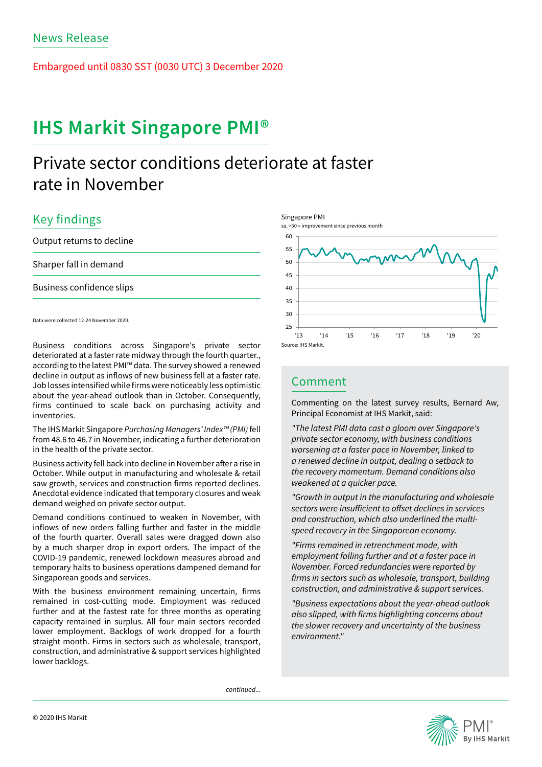News Release

Embargoed until 0830 SST (0030 UTC) 3 December 2020

# IHS Markit Singapore PMI®

## Private sector conditions deteriorate at faster rate in November

### Key findings

Output returns to decline

Sharper fall in demand

Business confidence slips

Data were collected 12-24 November 2020.

Singapore PMI
sa, >50 = improvement since previous month

Source: IHS Markit.

Business conditions across Singapore's private sector deteriorated at a faster rate midway through the fourth quarter., according to the latest PMI™ data. The survey showed a renewed decline in output as inflows of new business fell at a faster rate. Job losses intensified while firms were noticeably less optimistic about the year-ahead outlook than in October. Consequently, firms continued to scale back on purchasing activity and inventories.

The IHS Markit Singapore *Purchasing Managers' Index™ (PMI)* fell from 48.6 to 46.7 in November, indicating a further deterioration in the health of the private sector.

Business activity fell back into decline in November after a rise in October. While output in manufacturing and wholesale & retail saw growth, services and construction firms reported declines. Anecdotal evidence indicated that temporary closures and weak demand weighed on private sector output.

Demand conditions continued to weaken in November, with inflows of new orders falling further and faster in the middle of the fourth quarter. Overall sales were dragged down also by a much sharper drop in export orders. The impact of the COVID-19 pandemic, renewed lockdown measures abroad and temporary halts to business operations dampened demand for Singaporean goods and services.

With the business environment remaining uncertain, firms remained in cost-cutting mode. Employment was reduced further and at the fastest rate for three months as operating capacity remained in surplus. All four main sectors recorded lower employment. Backlogs of work dropped for a fourth straight month. Firms in sectors such as wholesale, transport, construction, and administrative & support services highlighted lower backlogs.

*continued...*

### Comment

Commenting on the latest survey results, Bernard Aw, Principal Economist at IHS Markit, said:

*"The latest PMI data cast a gloom over Singapore's private sector economy, with business conditions worsening at a faster pace in November, linked to a renewed decline in output, dealing a setback to the recovery momentum. Demand conditions also weakened at a quicker pace.*

*"Growth in output in the manufacturing and wholesale sectors were insufficient to offset declines in services and construction, which also underlined the multi-speed recovery in the Singaporean economy.*

*"Firms remained in retrenchment mode, with employment falling further and at a faster pace in November. Forced redundancies were reported by firms in sectors such as wholesale, transport, building construction, and administrative & support services.*

*"Business expectations about the year-ahead outlook also slipped, with firms highlighting concerns about the slower recovery and uncertainty of the business environment."*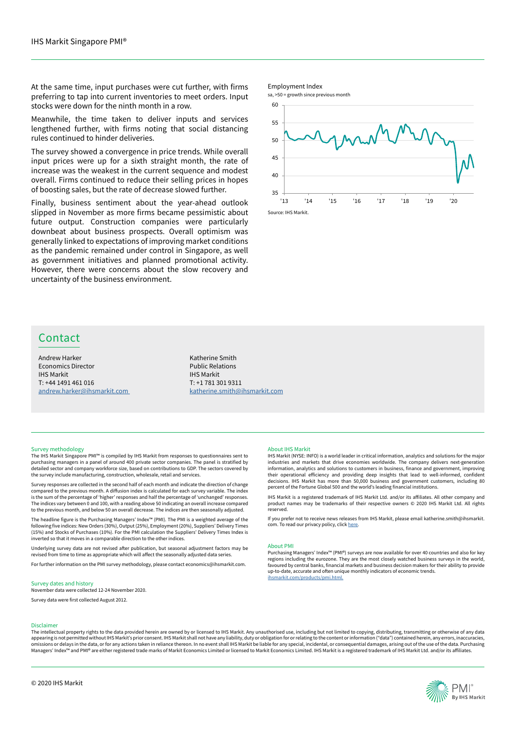At the same time, input purchases were cut further, with firms preferring to tap into current inventories to meet orders. Input stocks were down for the ninth month in a row.

Meanwhile, the time taken to deliver inputs and services lengthened further, with firms noting that social distancing rules continued to hinder deliveries.

The survey showed a convergence in price trends. While overall input prices were up for a sixth straight month, the rate of increase was the weakest in the current sequence and modest overall. Firms continued to reduce their selling prices in hopes of boosting sales, but the rate of decrease slowed further.

Finally, business sentiment about the year-ahead outlook slipped in November as more firms became pessimistic about future output. Construction companies were particularly downbeat about business prospects. Overall optimism was generally linked to expectations of improving market conditions as the pandemic remained under control in Singapore, as well as government initiatives and planned promotional activity. However, there were concerns about the slow recovery and uncertainty of the business environment.

Employment Index

sa, >50 = growth since previous month

60
55
50
45
40
35

'13 '14 '15 '16 '17 '18 '19 '20

Source: IHS Markit.

## Contact

Andrew Harker
Economics Director
IHS Markit
T: +44 1491 461 016
andrew.harker@ihsmarkit.com

Katherine Smith
Public Relations
IHS Markit
T: +1 781 301 9311
katherine.smith@ihsmarkit.com

### Survey methodology

The IHS Markit Singapore PMI™ is compiled by IHS Markit from responses to questionnaires sent to purchasing managers in a panel of around 400 private sector companies. The panel is stratified by detailed sector and company workforce size, based on contributions to GDP. The sectors covered by the survey include manufacturing, construction, wholesale, retail and services.

Survey responses are collected in the second half of each month and indicate the direction of change compared to the previous month. A diffusion index is calculated for each survey variable. The index is the sum of the percentage of 'higher' responses and half the percentage of 'unchanged' responses. The indices vary between 0 and 100, with a reading above 50 indicating an overall increase compared to the previous month, and below 50 an overall decrease. The indices are then seasonally adjusted.

The headline figure is the Purchasing Managers' Index™ (PMI). The PMI is a weighted average of the following five indices: New Orders (30%), Output (25%), Employment (20%), Suppliers' Delivery Times (15%) and Stocks of Purchases (10%). For the PMI calculation the Suppliers' Delivery Times Index is inverted so that it moves in a comparable direction to the other indices.

Underlying survey data are not revised after publication, but seasonal adjustment factors may be revised from time to time as appropriate which will affect the seasonally adjusted data series.

For further information on the PMI survey methodology, please contact economics@ihsmarkit.com.

### Survey dates and history

November data were collected 12-24 November 2020.

Survey data were first collected August 2012.

### About IHS Markit

IHS Markit (NYSE: INFO) is a world leader in critical information, analytics and solutions for the major industries and markets that drive economies worldwide. The company delivers next-generation information, analytics and solutions to customers in business, finance and government, improving their operational efficiency and providing deep insights that lead to well-informed, confident decisions. IHS Markit has more than 50,000 business and government customers, including 80 percent of the Fortune Global 500 and the world's leading financial institutions.

IHS Markit is a registered trademark of IHS Markit Ltd. and/or its affiliates. All other company and product names may be trademarks of their respective owners © 2020 IHS Markit Ltd. All rights reserved.

If you prefer not to receive news releases from IHS Markit, please email katherine.smith@ihsmarkit.com. To read our privacy policy, click here.

### About PMI

Purchasing Managers' Index™ (PMI®) surveys are now available for over 40 countries and also for key regions including the eurozone. They are the most closely watched business surveys in the world, favoured by central banks, financial markets and business decision makers for their ability to provide up-to-date, accurate and often unique monthly indicators of economic trends.
ihsmarkit.com/products/pmi.html.

### Disclaimer

The intellectual property rights to the data provided herein are owned by or licensed to IHS Markit. Any unauthorised use, including but not limited to copying, distributing, transmitting or otherwise of any data appearing is not permitted without IHS Markit's prior consent. IHS Markit shall not have any liability, duty or obligation for or relating to the content or information ("data") contained herein, any errors, inaccuracies, omissions or delays in the data, or for any actions taken in reliance thereon. In no event shall IHS Markit be liable for any special, incidental, or consequential damages, arising out of the use of the data. Purchasing Managers' Index™ and PMI® are either registered trade marks of Markit Economics Limited or licensed to Markit Economics Limited. IHS Markit is a registered trademark of IHS Markit Ltd. and/or its affiliates.

© 2020 IHS Markit